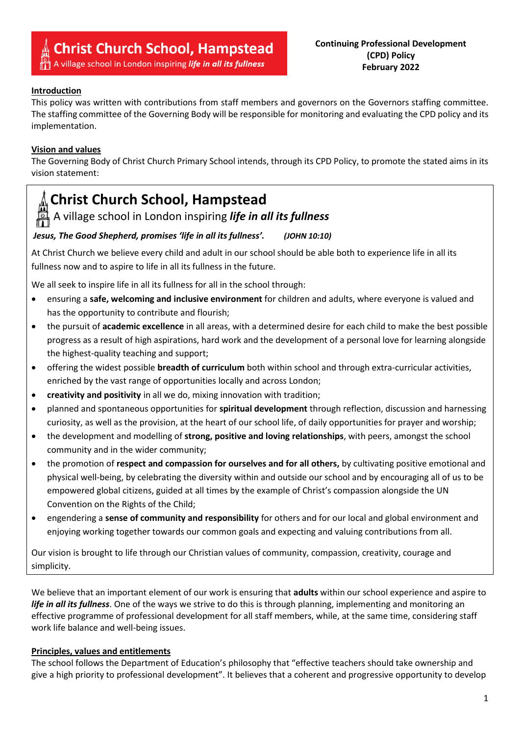**Christ Church School, Hampstead**
A village school in London inspiring ***life in all its fullness***

**Continuing Professional Development (CPD) Policy**
**February 2022**

**Introduction**

This policy was written with contributions from staff members and governors on the Governors staffing committee. The staffing committee of the Governing Body will be responsible for monitoring and evaluating the CPD policy and its implementation.

**Vision and values**

The Governing Body of Christ Church Primary School intends, through its CPD Policy, to promote the stated aims in its vision statement:

> **Christ Church School, Hampstead**
> A village school in London inspiring ***life in all its fullness***
>
> ***Jesus, The Good Shepherd, promises 'life in all its fullness'.*** ***(JOHN 10:10)***
>
> At Christ Church we believe every child and adult in our school should be able both to experience life in all its fullness now and to aspire to life in all its fullness in the future.
>
> We all seek to inspire life in all its fullness for all in the school through:
>
> - ensuring a **safe, welcoming and inclusive environment** for children and adults, where everyone is valued and has the opportunity to contribute and flourish;
> - the pursuit of **academic excellence** in all areas, with a determined desire for each child to make the best possible progress as a result of high aspirations, hard work and the development of a personal love for learning alongside the highest-quality teaching and support;
> - offering the widest possible **breadth of curriculum** both within school and through extra-curricular activities, enriched by the vast range of opportunities locally and across London;
> - **creativity and positivity** in all we do, mixing innovation with tradition;
> - planned and spontaneous opportunities for **spiritual development** through reflection, discussion and harnessing curiosity, as well as the provision, at the heart of our school life, of daily opportunities for prayer and worship;
> - the development and modelling of **strong, positive and loving relationships**, with peers, amongst the school community and in the wider community;
> - the promotion of **respect and compassion for ourselves and for all others,** by cultivating positive emotional and physical well-being, by celebrating the diversity within and outside our school and by encouraging all of us to be empowered global citizens, guided at all times by the example of Christ's compassion alongside the UN Convention on the Rights of the Child;
> - engendering a **sense of community and responsibility** for others and for our local and global environment and enjoying working together towards our common goals and expecting and valuing contributions from all.
>
> Our vision is brought to life through our Christian values of community, compassion, creativity, courage and simplicity.

We believe that an important element of our work is ensuring that **adults** within our school experience and aspire to ***life in all its fullness***. One of the ways we strive to do this is through planning, implementing and monitoring an effective programme of professional development for all staff members, while, at the same time, considering staff work life balance and well-being issues.

**Principles, values and entitlements**

The school follows the Department of Education's philosophy that "effective teachers should take ownership and give a high priority to professional development". It believes that a coherent and progressive opportunity to develop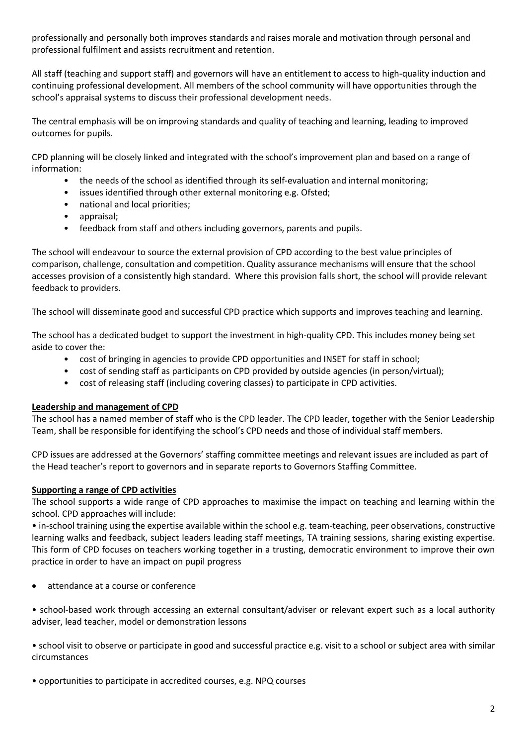professionally and personally both improves standards and raises morale and motivation through personal and professional fulfilment and assists recruitment and retention.

All staff (teaching and support staff) and governors will have an entitlement to access to high-quality induction and continuing professional development. All members of the school community will have opportunities through the school's appraisal systems to discuss their professional development needs.

The central emphasis will be on improving standards and quality of teaching and learning, leading to improved outcomes for pupils.

CPD planning will be closely linked and integrated with the school's improvement plan and based on a range of information:

- the needs of the school as identified through its self-evaluation and internal monitoring;
- issues identified through other external monitoring e.g. Ofsted;
- national and local priorities;
- appraisal;
- feedback from staff and others including governors, parents and pupils.

The school will endeavour to source the external provision of CPD according to the best value principles of comparison, challenge, consultation and competition. Quality assurance mechanisms will ensure that the school accesses provision of a consistently high standard. Where this provision falls short, the school will provide relevant feedback to providers.

The school will disseminate good and successful CPD practice which supports and improves teaching and learning.

The school has a dedicated budget to support the investment in high-quality CPD. This includes money being set aside to cover the:

- cost of bringing in agencies to provide CPD opportunities and INSET for staff in school;
- cost of sending staff as participants on CPD provided by outside agencies (in person/virtual);
- cost of releasing staff (including covering classes) to participate in CPD activities.

**Leadership and management of CPD**

The school has a named member of staff who is the CPD leader. The CPD leader, together with the Senior Leadership Team, shall be responsible for identifying the school's CPD needs and those of individual staff members.

CPD issues are addressed at the Governors' staffing committee meetings and relevant issues are included as part of the Head teacher's report to governors and in separate reports to Governors Staffing Committee.

**Supporting a range of CPD activities**

The school supports a wide range of CPD approaches to maximise the impact on teaching and learning within the school. CPD approaches will include:

- in-school training using the expertise available within the school e.g. team-teaching, peer observations, constructive learning walks and feedback, subject leaders leading staff meetings, TA training sessions, sharing existing expertise. This form of CPD focuses on teachers working together in a trusting, democratic environment to improve their own practice in order to have an impact on pupil progress

- attendance at a course or conference

- school-based work through accessing an external consultant/adviser or relevant expert such as a local authority adviser, lead teacher, model or demonstration lessons

- school visit to observe or participate in good and successful practice e.g. visit to a school or subject area with similar circumstances

- opportunities to participate in accredited courses, e.g. NPQ courses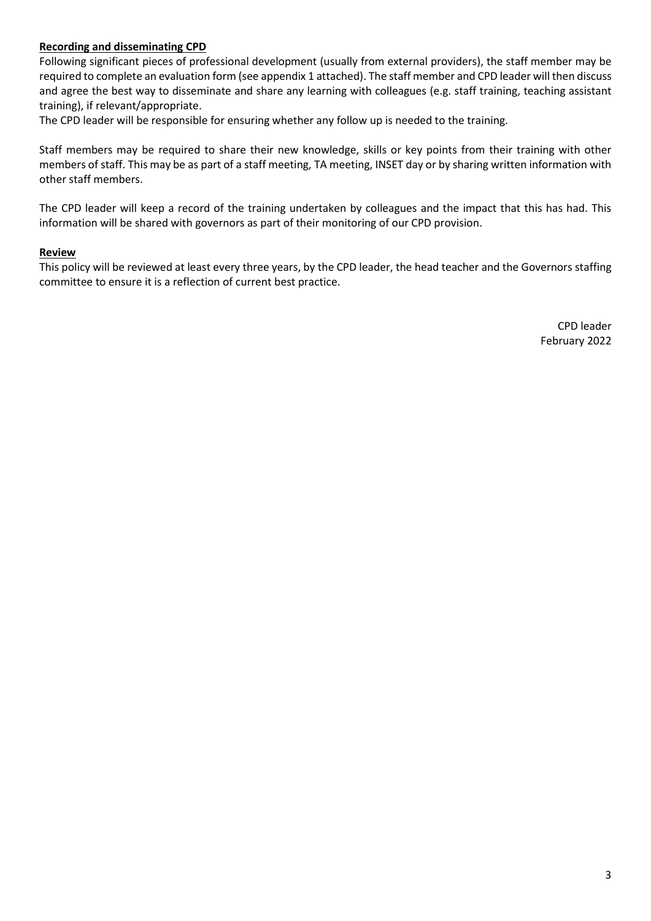**Recording and disseminating CPD**

Following significant pieces of professional development (usually from external providers), the staff member may be required to complete an evaluation form (see appendix 1 attached). The staff member and CPD leader will then discuss and agree the best way to disseminate and share any learning with colleagues (e.g. staff training, teaching assistant training), if relevant/appropriate.

The CPD leader will be responsible for ensuring whether any follow up is needed to the training.

Staff members may be required to share their new knowledge, skills or key points from their training with other members of staff. This may be as part of a staff meeting, TA meeting, INSET day or by sharing written information with other staff members.

The CPD leader will keep a record of the training undertaken by colleagues and the impact that this has had. This information will be shared with governors as part of their monitoring of our CPD provision.

**Review**

This policy will be reviewed at least every three years, by the CPD leader, the head teacher and the Governors staffing committee to ensure it is a reflection of current best practice.

CPD leader
February 2022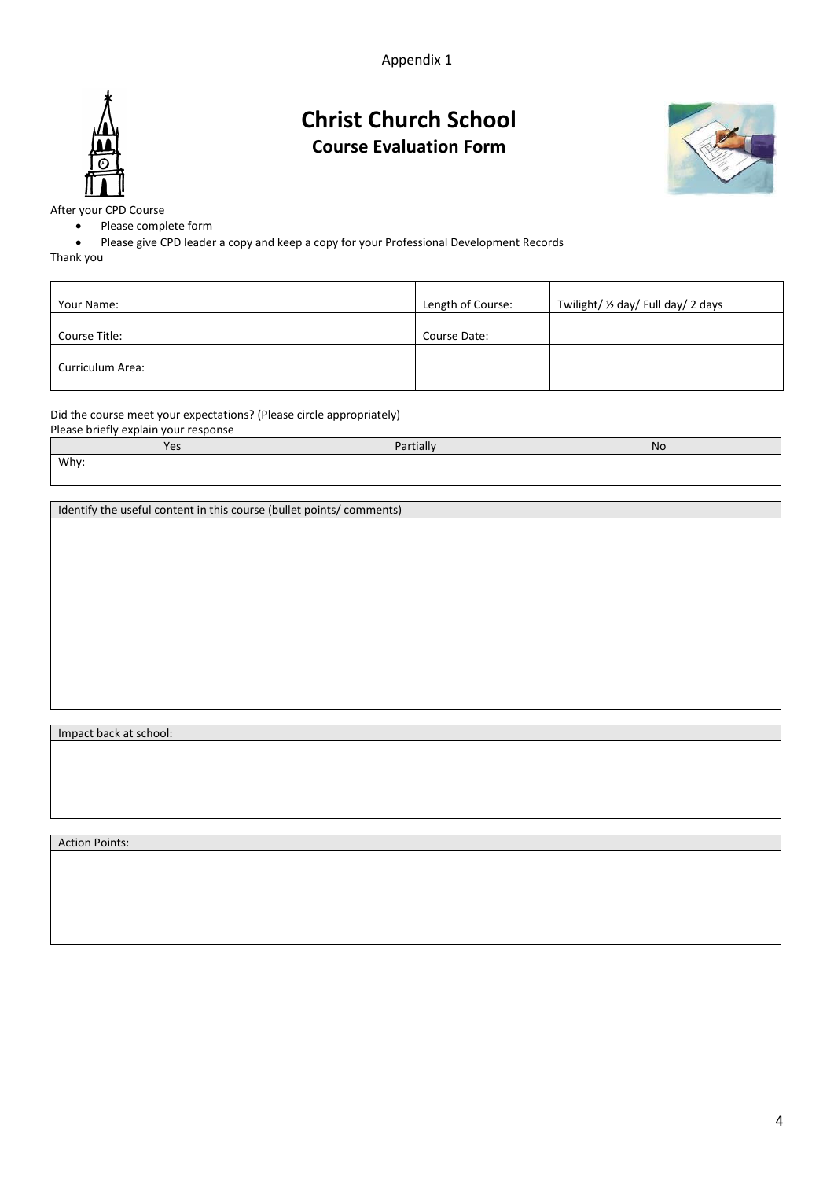Appendix 1

# Christ Church School

## Course Evaluation Form

After your CPD Course

- Please complete form
- Please give CPD leader a copy and keep a copy for your Professional Development Records

Thank you

| | | | | |
|---|---|---|---|---|
| Your Name: | | | Length of Course: | Twilight/ ½ day/ Full day/ 2 days |
| Course Title: | | | Course Date: | |
| Curriculum Area: | | | | |

Did the course meet your expectations? (Please circle appropriately)
Please briefly explain your response

| Yes | Partially | No |
|---|---|---|
| Why: | | |

| Identify the useful content in this course (bullet points/ comments) |
|---|
| |

| Impact back at school: |
|---|
| |

| Action Points: |
|---|
| |